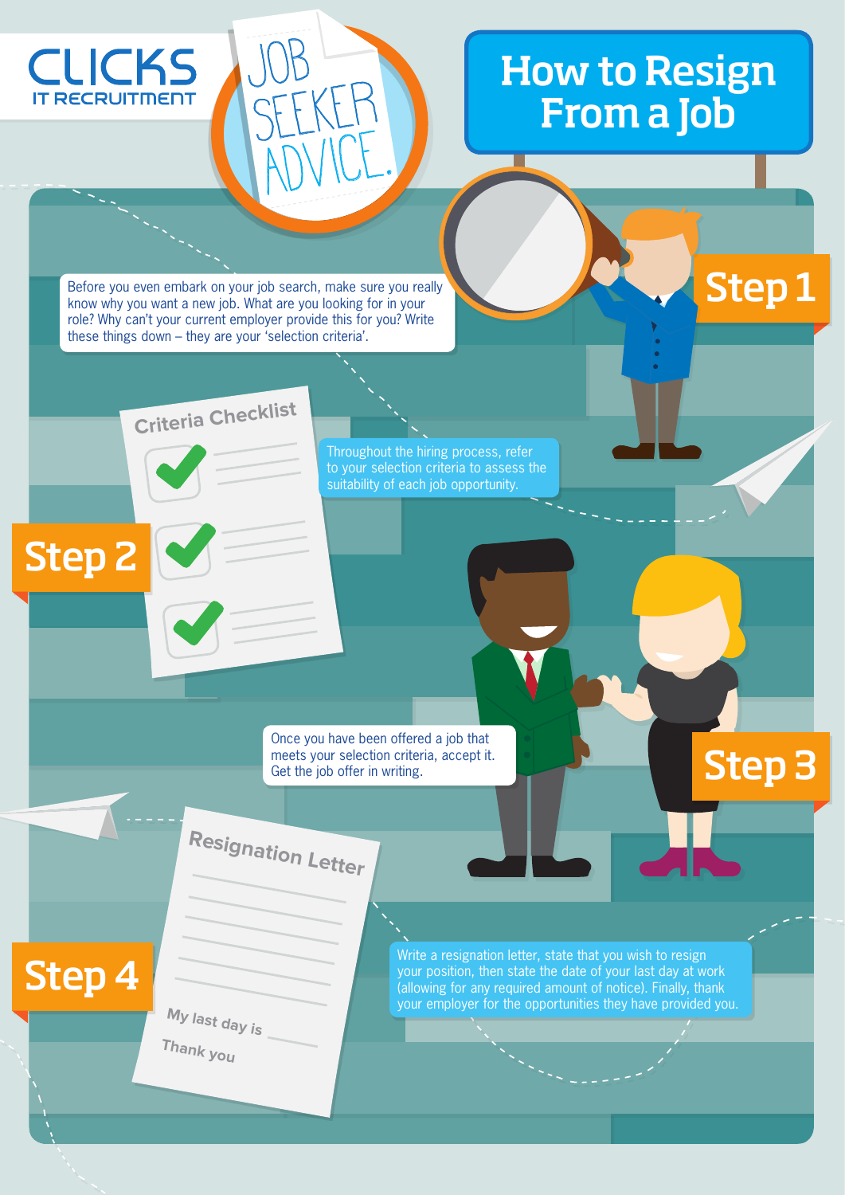CLICKS IT RECRUITMENT

JOB SEEKER ADVICE.

# How to Resign From a Job

## Step 1

Before you even embark on your job search, make sure you really know why you want a new job. What are you looking for in your role? Why can't your current employer provide this for you? Write these things down – they are your 'selection criteria'.

## Step 2

Criteria Checklist

Throughout the hiring process, refer to your selection criteria to assess the suitability of each job opportunity.

## Step 3

Once you have been offered a job that meets your selection criteria, accept it. Get the job offer in writing.

## Step 4

Resignation Letter

My last day is

Thank you

Write a resignation letter, state that you wish to resign your position, then state the date of your last day at work (allowing for any required amount of notice). Finally, thank your employer for the opportunities they have provided you.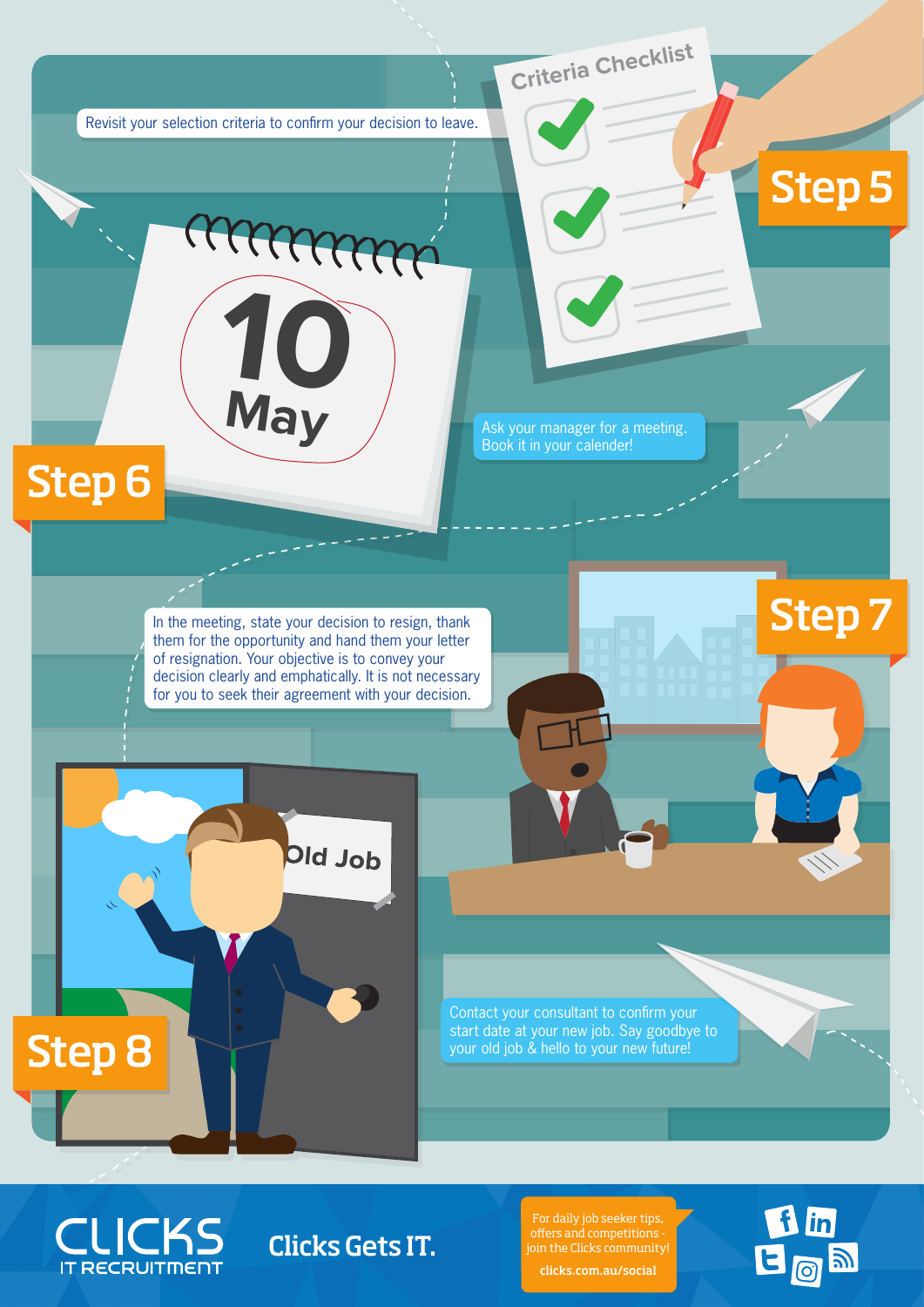## Step 5

**Criteria Checklist**

Revisit your selection criteria to confirm your decision to leave.

## Step 6

10 May

Ask your manager for a meeting. Book it in your calender!

## Step 7

In the meeting, state your decision to resign, thank them for the opportunity and hand them your letter of resignation. Your objective is to convey your decision clearly and emphatically. It is not necessary for you to seek their agreement with your decision.

## Step 8

Old Job

Contact your consultant to confirm your start date at your new job. Say goodbye to your old job & hello to your new future!

CLICKS IT RECRUITMENT

**Clicks Gets IT.**

For daily job seeker tips, offers and competitions - join the Clicks community!

**clicks.com.au/social**